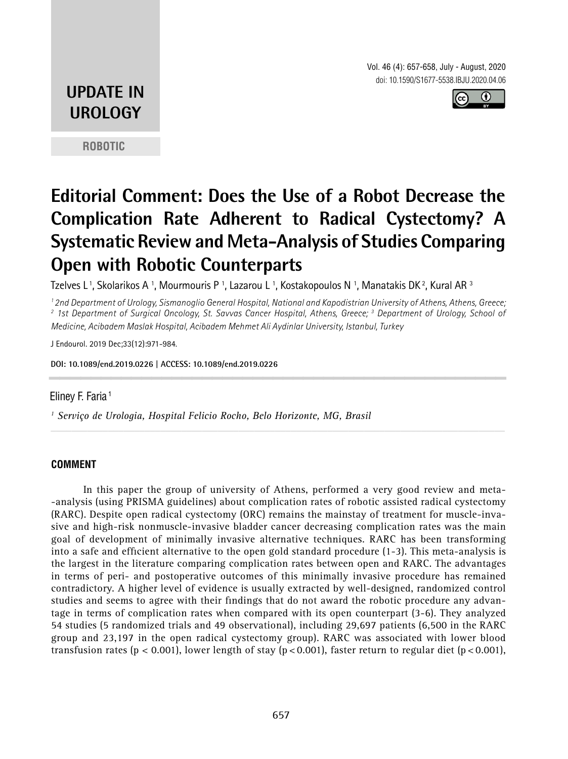**UPDATE IN UROLOGY**

**ROBOTIC**

# Editorial Comment: Does the Use of a Robot Decrease the Complication Rate Adherent to Radical Cystectomy? A Systematic Review and Meta-Analysis of Studies Comparing Open with Robotic Counterparts

Tzelves L [1], Skolarikos A [1], Mourmouris P [1], Lazarou L [1], Kostakopoulos N [1], Manatakis DK [2], Kural AR [3]

*[1] 2nd Department of Urology, Sismanoglio General Hospital, National and Kapodistrian University of Athens, Athens, Greece; [2] 1st Department of Surgical Oncology, St. Savvas Cancer Hospital, Athens, Greece; [3] Department of Urology, School of Medicine, Acibadem Maslak Hospital, Acibadem Mehmet Ali Aydinlar University, Istanbul, Turkey*

J Endourol. 2019 Dec;33(12):971-984.

**DOI: 10.1089/end.2019.0226 | ACCESS: 10.1089/end.2019.0226**

---

Eliney F. Faria [1]

*[1] Serviço de Urologia, Hospital Felicio Rocho, Belo Horizonte, MG, Brasil*

## COMMENT

In this paper the group of university of Athens, performed a very good review and meta-analysis (using PRISMA guidelines) about complication rates of robotic assisted radical cystectomy (RARC). Despite open radical cystectomy (ORC) remains the mainstay of treatment for muscle-invasive and high-risk nonmuscle-invasive bladder cancer decreasing complication rates was the main goal of development of minimally invasive alternative techniques. RARC has been transforming into a safe and efficient alternative to the open gold standard procedure (1-3). This meta-analysis is the largest in the literature comparing complication rates between open and RARC. The advantages in terms of peri- and postoperative outcomes of this minimally invasive procedure has remained contradictory. A higher level of evidence is usually extracted by well-designed, randomized control studies and seems to agree with their findings that do not award the robotic procedure any advantage in terms of complication rates when compared with its open counterpart (3-6). They analyzed 54 studies (5 randomized trials and 49 observational), including 29,697 patients (6,500 in the RARC group and 23,197 in the open radical cystectomy group). RARC was associated with lower blood transfusion rates ($p < 0.001$), lower length of stay ($p < 0.001$), faster return to regular diet ($p < 0.001$),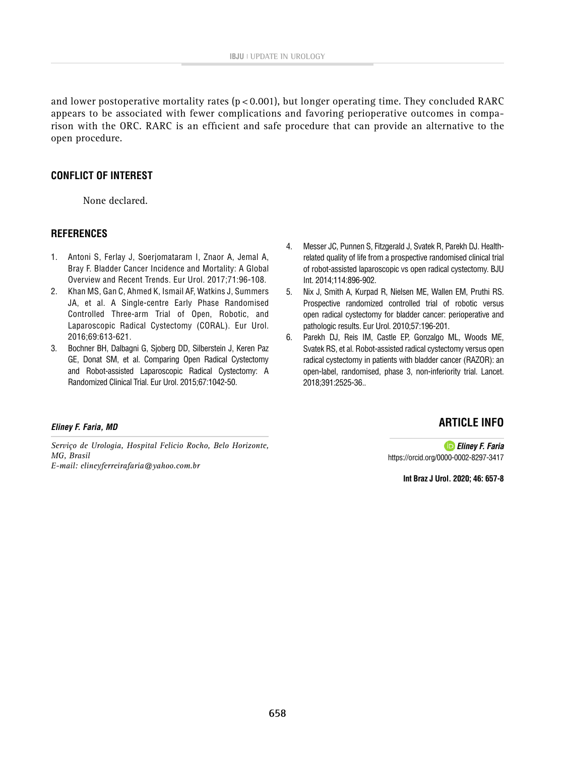and lower postoperative mortality rates ($p < 0.001$), but longer operating time. They concluded RARC appears to be associated with fewer complications and favoring perioperative outcomes in comparison with the ORC. RARC is an efficient and safe procedure that can provide an alternative to the open procedure.

## CONFLICT OF INTEREST

None declared.

## REFERENCES

1. Antoni S, Ferlay J, Soerjomataram I, Znaor A, Jemal A, Bray F. Bladder Cancer Incidence and Mortality: A Global Overview and Recent Trends. Eur Urol. 2017;71:96-108.
2. Khan MS, Gan C, Ahmed K, Ismail AF, Watkins J, Summers JA, et al. A Single-centre Early Phase Randomised Controlled Three-arm Trial of Open, Robotic, and Laparoscopic Radical Cystectomy (CORAL). Eur Urol. 2016;69:613-621.
3. Bochner BH, Dalbagni G, Sjoberg DD, Silberstein J, Keren Paz GE, Donat SM, et al. Comparing Open Radical Cystectomy and Robot-assisted Laparoscopic Radical Cystectomy: A Randomized Clinical Trial. Eur Urol. 2015;67:1042-50.
4. Messer JC, Punnen S, Fitzgerald J, Svatek R, Parekh DJ. Health-related quality of life from a prospective randomised clinical trial of robot-assisted laparoscopic vs open radical cystectomy. BJU Int. 2014;114:896-902.
5. Nix J, Smith A, Kurpad R, Nielsen ME, Wallen EM, Pruthi RS. Prospective randomized controlled trial of robotic versus open radical cystectomy for bladder cancer: perioperative and pathologic results. Eur Urol. 2010;57:196-201.
6. Parekh DJ, Reis IM, Castle EP, Gonzalgo ML, Woods ME, Svatek RS, et al. Robot-assisted radical cystectomy versus open radical cystectomy in patients with bladder cancer (RAZOR): an open-label, randomised, phase 3, non-inferiority trial. Lancet. 2018;391:2525-36..

***Eliney F. Faria, MD***

*Serviço de Urologia, Hospital Felicio Rocho, Belo Horizonte, MG, Brasil*
*E-mail: elineyferreirafaria@yahoo.com.br*

## ARTICLE INFO

***Eliney F. Faria***
https://orcid.org/0000-0002-8297-3417

**Int Braz J Urol. 2020; 46: 657-8**